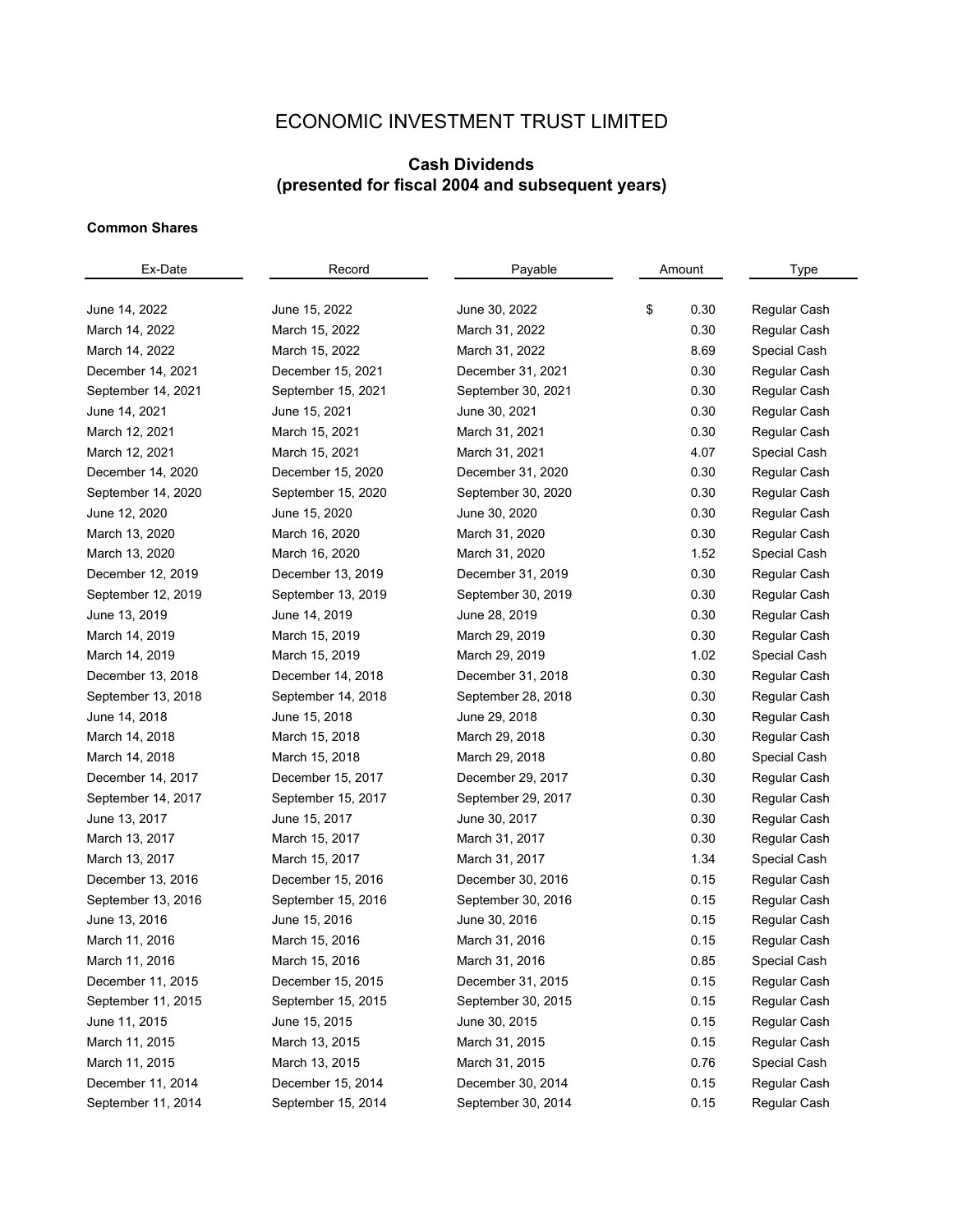# ECONOMIC INVESTMENT TRUST LIMITED

## Cash Dividends
## (presented for fiscal 2004 and subsequent years)

**Common Shares**

| Ex-Date | Record | Payable | Amount | Type |
|---|---|---|---|---|
| June 14, 2022 | June 15, 2022 | June 30, 2022 | $ 0.30 | Regular Cash |
| March 14, 2022 | March 15, 2022 | March 31, 2022 | 0.30 | Regular Cash |
| March 14, 2022 | March 15, 2022 | March 31, 2022 | 8.69 | Special Cash |
| December 14, 2021 | December 15, 2021 | December 31, 2021 | 0.30 | Regular Cash |
| September 14, 2021 | September 15, 2021 | September 30, 2021 | 0.30 | Regular Cash |
| June 14, 2021 | June 15, 2021 | June 30, 2021 | 0.30 | Regular Cash |
| March 12, 2021 | March 15, 2021 | March 31, 2021 | 0.30 | Regular Cash |
| March 12, 2021 | March 15, 2021 | March 31, 2021 | 4.07 | Special Cash |
| December 14, 2020 | December 15, 2020 | December 31, 2020 | 0.30 | Regular Cash |
| September 14, 2020 | September 15, 2020 | September 30, 2020 | 0.30 | Regular Cash |
| June 12, 2020 | June 15, 2020 | June 30, 2020 | 0.30 | Regular Cash |
| March 13, 2020 | March 16, 2020 | March 31, 2020 | 0.30 | Regular Cash |
| March 13, 2020 | March 16, 2020 | March 31, 2020 | 1.52 | Special Cash |
| December 12, 2019 | December 13, 2019 | December 31, 2019 | 0.30 | Regular Cash |
| September 12, 2019 | September 13, 2019 | September 30, 2019 | 0.30 | Regular Cash |
| June 13, 2019 | June 14, 2019 | June 28, 2019 | 0.30 | Regular Cash |
| March 14, 2019 | March 15, 2019 | March 29, 2019 | 0.30 | Regular Cash |
| March 14, 2019 | March 15, 2019 | March 29, 2019 | 1.02 | Special Cash |
| December 13, 2018 | December 14, 2018 | December 31, 2018 | 0.30 | Regular Cash |
| September 13, 2018 | September 14, 2018 | September 28, 2018 | 0.30 | Regular Cash |
| June 14, 2018 | June 15, 2018 | June 29, 2018 | 0.30 | Regular Cash |
| March 14, 2018 | March 15, 2018 | March 29, 2018 | 0.30 | Regular Cash |
| March 14, 2018 | March 15, 2018 | March 29, 2018 | 0.80 | Special Cash |
| December 14, 2017 | December 15, 2017 | December 29, 2017 | 0.30 | Regular Cash |
| September 14, 2017 | September 15, 2017 | September 29, 2017 | 0.30 | Regular Cash |
| June 13, 2017 | June 15, 2017 | June 30, 2017 | 0.30 | Regular Cash |
| March 13, 2017 | March 15, 2017 | March 31, 2017 | 0.30 | Regular Cash |
| March 13, 2017 | March 15, 2017 | March 31, 2017 | 1.34 | Special Cash |
| December 13, 2016 | December 15, 2016 | December 30, 2016 | 0.15 | Regular Cash |
| September 13, 2016 | September 15, 2016 | September 30, 2016 | 0.15 | Regular Cash |
| June 13, 2016 | June 15, 2016 | June 30, 2016 | 0.15 | Regular Cash |
| March 11, 2016 | March 15, 2016 | March 31, 2016 | 0.15 | Regular Cash |
| March 11, 2016 | March 15, 2016 | March 31, 2016 | 0.85 | Special Cash |
| December 11, 2015 | December 15, 2015 | December 31, 2015 | 0.15 | Regular Cash |
| September 11, 2015 | September 15, 2015 | September 30, 2015 | 0.15 | Regular Cash |
| June 11, 2015 | June 15, 2015 | June 30, 2015 | 0.15 | Regular Cash |
| March 11, 2015 | March 13, 2015 | March 31, 2015 | 0.15 | Regular Cash |
| March 11, 2015 | March 13, 2015 | March 31, 2015 | 0.76 | Special Cash |
| December 11, 2014 | December 15, 2014 | December 30, 2014 | 0.15 | Regular Cash |
| September 11, 2014 | September 15, 2014 | September 30, 2014 | 0.15 | Regular Cash |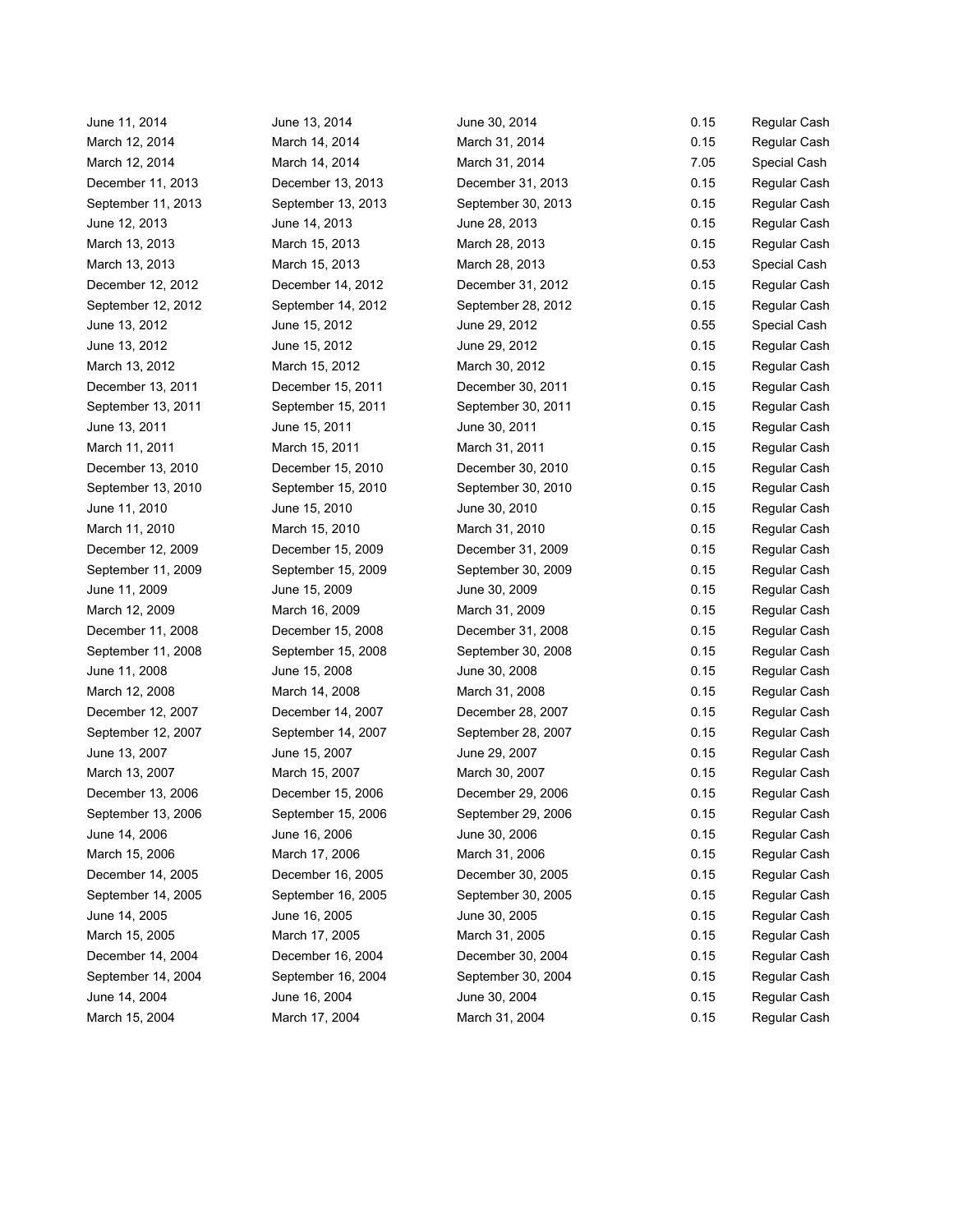| | | | | |
|---|---|---|---|---|
| June 11, 2014 | June 13, 2014 | June 30, 2014 | 0.15 | Regular Cash |
| March 12, 2014 | March 14, 2014 | March 31, 2014 | 0.15 | Regular Cash |
| March 12, 2014 | March 14, 2014 | March 31, 2014 | 7.05 | Special Cash |
| December 11, 2013 | December 13, 2013 | December 31, 2013 | 0.15 | Regular Cash |
| September 11, 2013 | September 13, 2013 | September 30, 2013 | 0.15 | Regular Cash |
| June 12, 2013 | June 14, 2013 | June 28, 2013 | 0.15 | Regular Cash |
| March 13, 2013 | March 15, 2013 | March 28, 2013 | 0.15 | Regular Cash |
| March 13, 2013 | March 15, 2013 | March 28, 2013 | 0.53 | Special Cash |
| December 12, 2012 | December 14, 2012 | December 31, 2012 | 0.15 | Regular Cash |
| September 12, 2012 | September 14, 2012 | September 28, 2012 | 0.15 | Regular Cash |
| June 13, 2012 | June 15, 2012 | June 29, 2012 | 0.55 | Special Cash |
| June 13, 2012 | June 15, 2012 | June 29, 2012 | 0.15 | Regular Cash |
| March 13, 2012 | March 15, 2012 | March 30, 2012 | 0.15 | Regular Cash |
| December 13, 2011 | December 15, 2011 | December 30, 2011 | 0.15 | Regular Cash |
| September 13, 2011 | September 15, 2011 | September 30, 2011 | 0.15 | Regular Cash |
| June 13, 2011 | June 15, 2011 | June 30, 2011 | 0.15 | Regular Cash |
| March 11, 2011 | March 15, 2011 | March 31, 2011 | 0.15 | Regular Cash |
| December 13, 2010 | December 15, 2010 | December 30, 2010 | 0.15 | Regular Cash |
| September 13, 2010 | September 15, 2010 | September 30, 2010 | 0.15 | Regular Cash |
| June 11, 2010 | June 15, 2010 | June 30, 2010 | 0.15 | Regular Cash |
| March 11, 2010 | March 15, 2010 | March 31, 2010 | 0.15 | Regular Cash |
| December 12, 2009 | December 15, 2009 | December 31, 2009 | 0.15 | Regular Cash |
| September 11, 2009 | September 15, 2009 | September 30, 2009 | 0.15 | Regular Cash |
| June 11, 2009 | June 15, 2009 | June 30, 2009 | 0.15 | Regular Cash |
| March 12, 2009 | March 16, 2009 | March 31, 2009 | 0.15 | Regular Cash |
| December 11, 2008 | December 15, 2008 | December 31, 2008 | 0.15 | Regular Cash |
| September 11, 2008 | September 15, 2008 | September 30, 2008 | 0.15 | Regular Cash |
| June 11, 2008 | June 15, 2008 | June 30, 2008 | 0.15 | Regular Cash |
| March 12, 2008 | March 14, 2008 | March 31, 2008 | 0.15 | Regular Cash |
| December 12, 2007 | December 14, 2007 | December 28, 2007 | 0.15 | Regular Cash |
| September 12, 2007 | September 14, 2007 | September 28, 2007 | 0.15 | Regular Cash |
| June 13, 2007 | June 15, 2007 | June 29, 2007 | 0.15 | Regular Cash |
| March 13, 2007 | March 15, 2007 | March 30, 2007 | 0.15 | Regular Cash |
| December 13, 2006 | December 15, 2006 | December 29, 2006 | 0.15 | Regular Cash |
| September 13, 2006 | September 15, 2006 | September 29, 2006 | 0.15 | Regular Cash |
| June 14, 2006 | June 16, 2006 | June 30, 2006 | 0.15 | Regular Cash |
| March 15, 2006 | March 17, 2006 | March 31, 2006 | 0.15 | Regular Cash |
| December 14, 2005 | December 16, 2005 | December 30, 2005 | 0.15 | Regular Cash |
| September 14, 2005 | September 16, 2005 | September 30, 2005 | 0.15 | Regular Cash |
| June 14, 2005 | June 16, 2005 | June 30, 2005 | 0.15 | Regular Cash |
| March 15, 2005 | March 17, 2005 | March 31, 2005 | 0.15 | Regular Cash |
| December 14, 2004 | December 16, 2004 | December 30, 2004 | 0.15 | Regular Cash |
| September 14, 2004 | September 16, 2004 | September 30, 2004 | 0.15 | Regular Cash |
| June 14, 2004 | June 16, 2004 | June 30, 2004 | 0.15 | Regular Cash |
| March 15, 2004 | March 17, 2004 | March 31, 2004 | 0.15 | Regular Cash |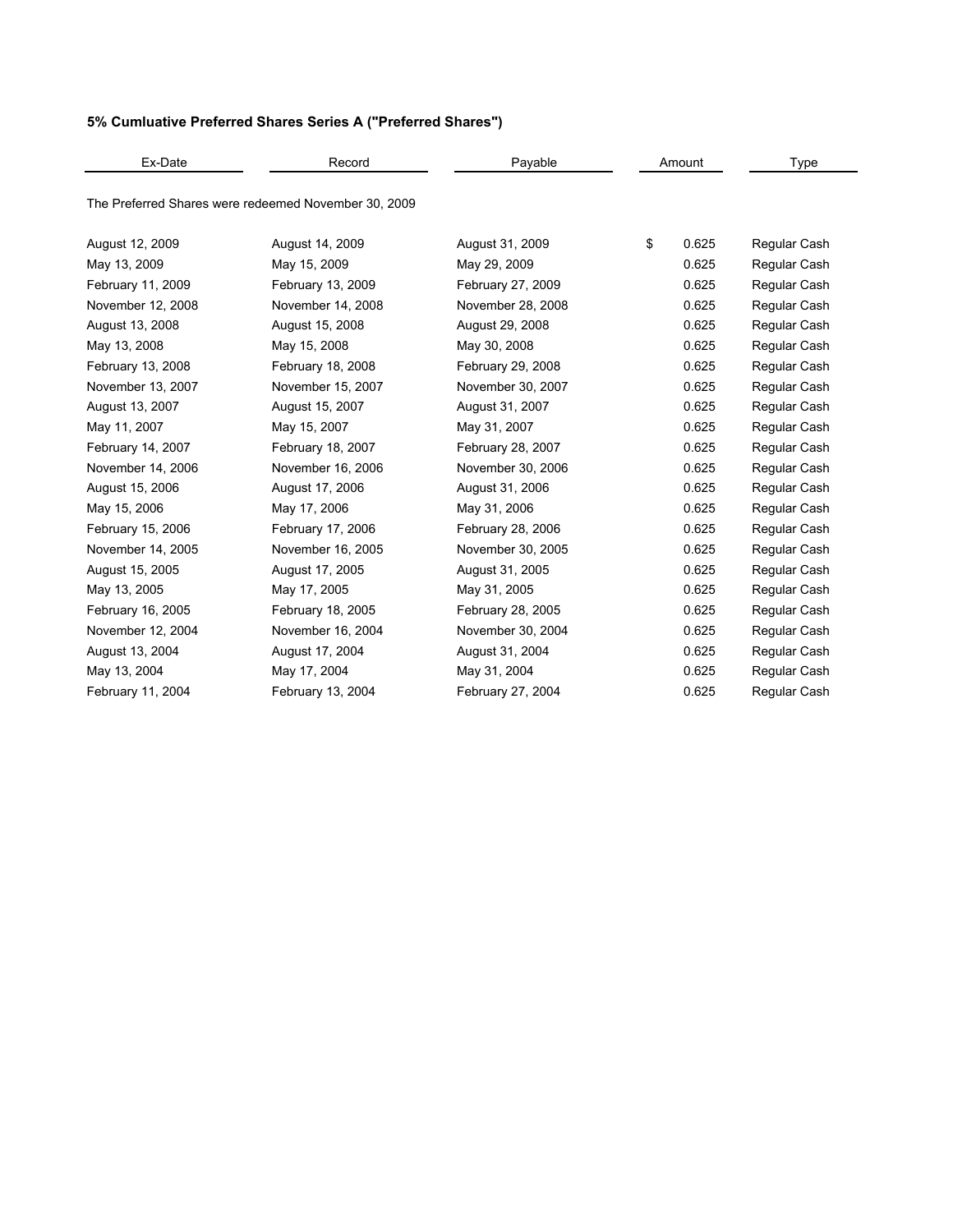**5% Cumluative Preferred Shares Series A ("Preferred Shares")**

| Ex-Date | Record | Payable | Amount | Type |
|---|---|---|---|---|
| The Preferred Shares were redeemed November 30, 2009 | | | | |
| August 12, 2009 | August 14, 2009 | August 31, 2009 | $ 0.625 | Regular Cash |
| May 13, 2009 | May 15, 2009 | May 29, 2009 | 0.625 | Regular Cash |
| February 11, 2009 | February 13, 2009 | February 27, 2009 | 0.625 | Regular Cash |
| November 12, 2008 | November 14, 2008 | November 28, 2008 | 0.625 | Regular Cash |
| August 13, 2008 | August 15, 2008 | August 29, 2008 | 0.625 | Regular Cash |
| May 13, 2008 | May 15, 2008 | May 30, 2008 | 0.625 | Regular Cash |
| February 13, 2008 | February 18, 2008 | February 29, 2008 | 0.625 | Regular Cash |
| November 13, 2007 | November 15, 2007 | November 30, 2007 | 0.625 | Regular Cash |
| August 13, 2007 | August 15, 2007 | August 31, 2007 | 0.625 | Regular Cash |
| May 11, 2007 | May 15, 2007 | May 31, 2007 | 0.625 | Regular Cash |
| February 14, 2007 | February 18, 2007 | February 28, 2007 | 0.625 | Regular Cash |
| November 14, 2006 | November 16, 2006 | November 30, 2006 | 0.625 | Regular Cash |
| August 15, 2006 | August 17, 2006 | August 31, 2006 | 0.625 | Regular Cash |
| May 15, 2006 | May 17, 2006 | May 31, 2006 | 0.625 | Regular Cash |
| February 15, 2006 | February 17, 2006 | February 28, 2006 | 0.625 | Regular Cash |
| November 14, 2005 | November 16, 2005 | November 30, 2005 | 0.625 | Regular Cash |
| August 15, 2005 | August 17, 2005 | August 31, 2005 | 0.625 | Regular Cash |
| May 13, 2005 | May 17, 2005 | May 31, 2005 | 0.625 | Regular Cash |
| February 16, 2005 | February 18, 2005 | February 28, 2005 | 0.625 | Regular Cash |
| November 12, 2004 | November 16, 2004 | November 30, 2004 | 0.625 | Regular Cash |
| August 13, 2004 | August 17, 2004 | August 31, 2004 | 0.625 | Regular Cash |
| May 13, 2004 | May 17, 2004 | May 31, 2004 | 0.625 | Regular Cash |
| February 11, 2004 | February 13, 2004 | February 27, 2004 | 0.625 | Regular Cash |